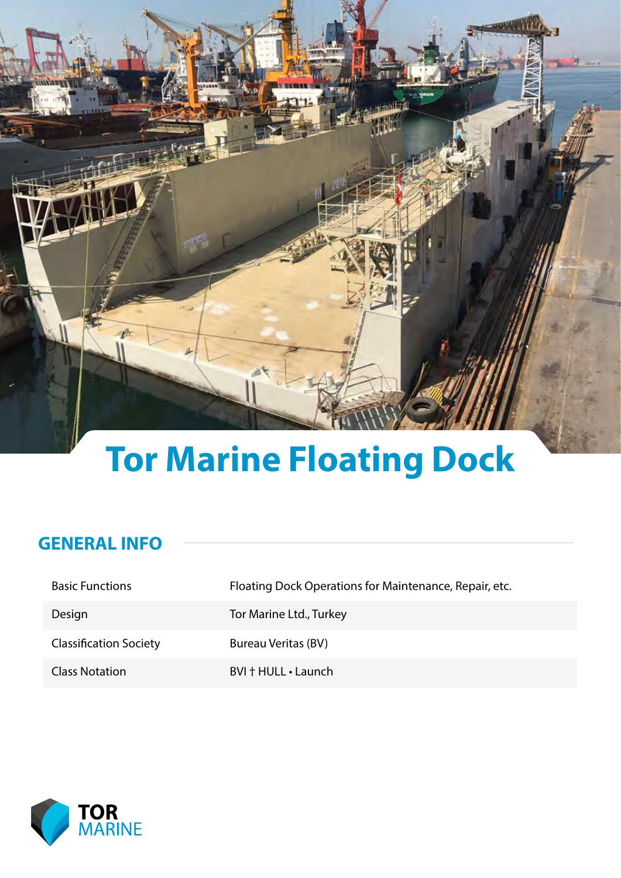# Tor Marine Floating Dock

## GENERAL INFO

| | |
|---|---|
| Basic Functions | Floating Dock Operations for Maintenance, Repair, etc. |
| Design | Tor Marine Ltd., Turkey |
| Classification Society | Bureau Veritas (BV) |
| Class Notation | BVI † HULL • Launch |

TOR MARINE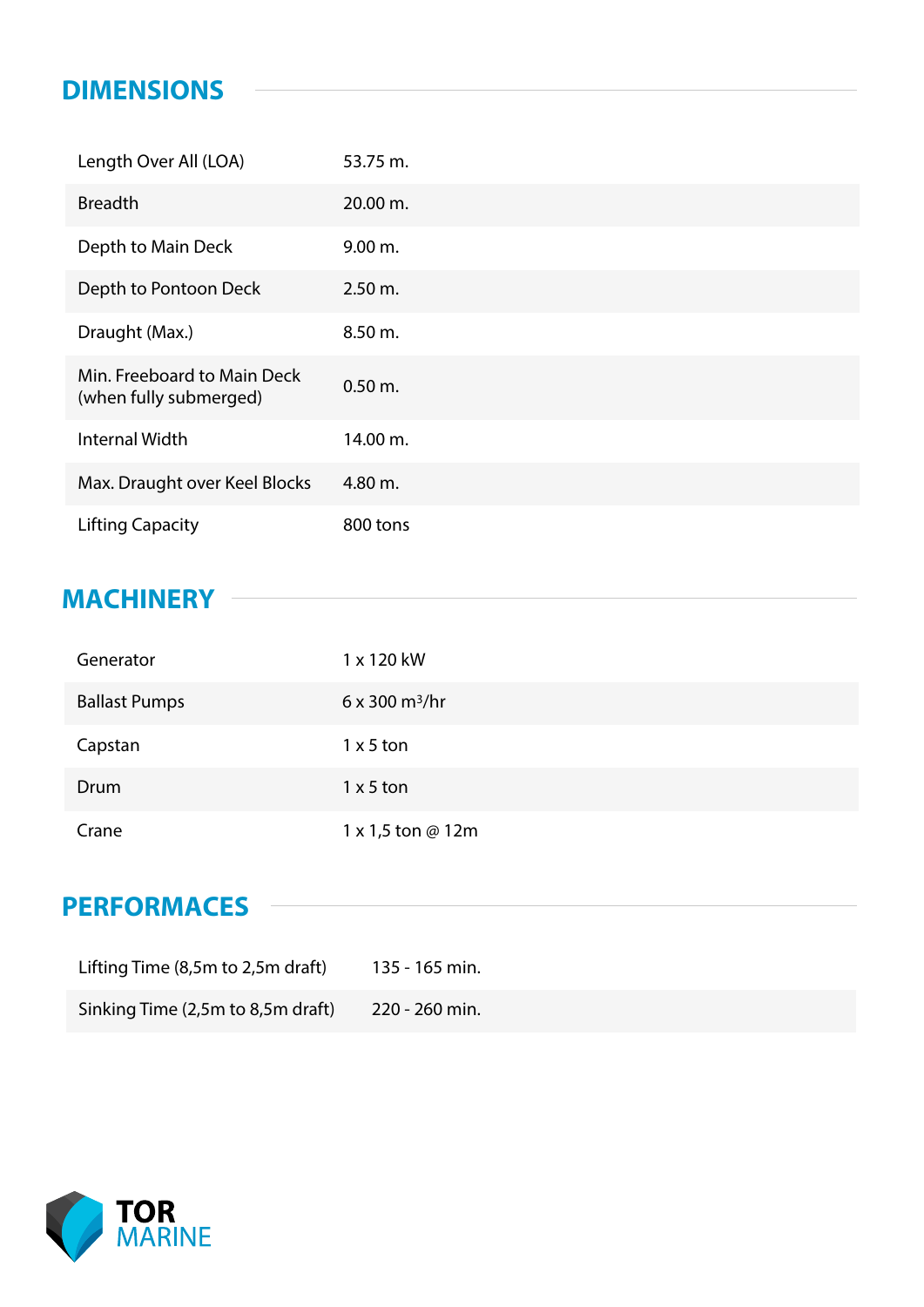## DIMENSIONS

| | |
|---|---|
| Length Over All (LOA) | 53.75 m. |
| Breadth | 20.00 m. |
| Depth to Main Deck | 9.00 m. |
| Depth to Pontoon Deck | 2.50 m. |
| Draught (Max.) | 8.50 m. |
| Min. Freeboard to Main Deck (when fully submerged) | 0.50 m. |
| Internal Width | 14.00 m. |
| Max. Draught over Keel Blocks | 4.80 m. |
| Lifting Capacity | 800 tons |

## MACHINERY

| | |
|---|---|
| Generator | 1 x 120 kW |
| Ballast Pumps | 6 x 300 $m^3$/hr |
| Capstan | 1 x 5 ton |
| Drum | 1 x 5 ton |
| Crane | 1 x 1,5 ton @ 12m |

## PERFORMACES

| | |
|---|---|
| Lifting Time (8,5m to 2,5m draft) | 135 - 165 min. |
| Sinking Time (2,5m to 8,5m draft) | 220 - 260 min. |

TOR MARINE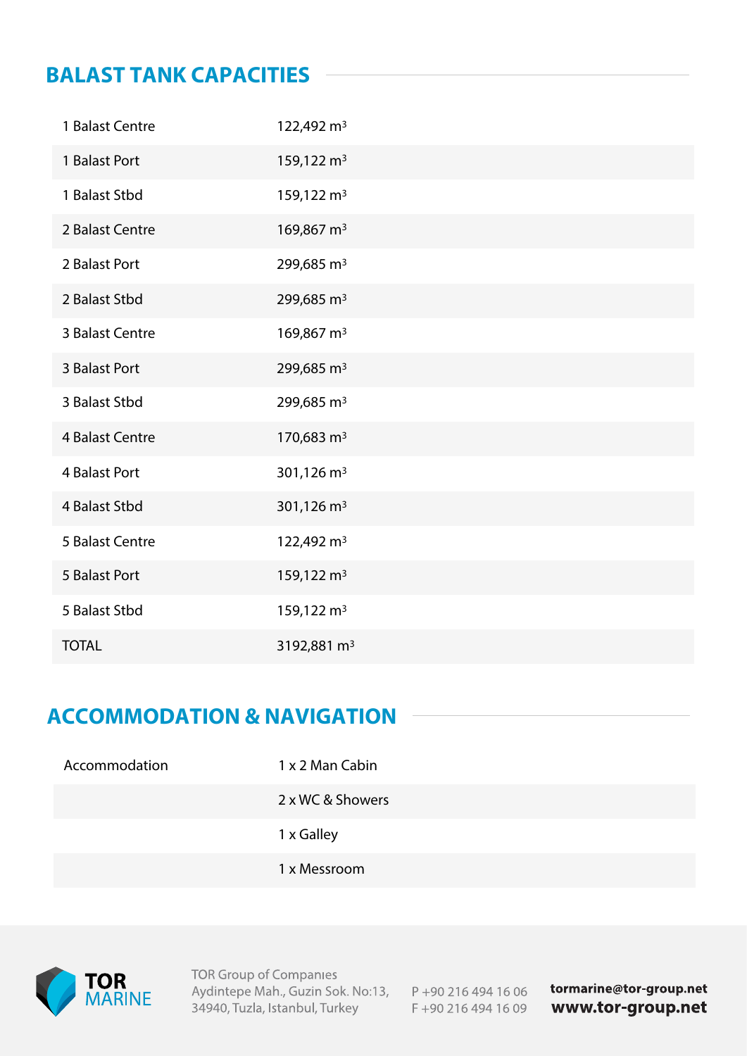## BALAST TANK CAPACITIES

| | |
|---|---|
| 1 Balast Centre | 122,492 $m^3$ |
| 1 Balast Port | 159,122 $m^3$ |
| 1 Balast Stbd | 159,122 $m^3$ |
| 2 Balast Centre | 169,867 $m^3$ |
| 2 Balast Port | 299,685 $m^3$ |
| 2 Balast Stbd | 299,685 $m^3$ |
| 3 Balast Centre | 169,867 $m^3$ |
| 3 Balast Port | 299,685 $m^3$ |
| 3 Balast Stbd | 299,685 $m^3$ |
| 4 Balast Centre | 170,683 $m^3$ |
| 4 Balast Port | 301,126 $m^3$ |
| 4 Balast Stbd | 301,126 $m^3$ |
| 5 Balast Centre | 122,492 $m^3$ |
| 5 Balast Port | 159,122 $m^3$ |
| 5 Balast Stbd | 159,122 $m^3$ |
| TOTAL | 3192,881 $m^3$ |

## ACCOMMODATION & NAVIGATION

| | |
|---|---|
| Accommodation | 1 x 2 Man Cabin |
| | 2 x WC & Showers |
| | 1 x Galley |
| | 1 x Messroom |

TOR MARINE

TOR Group of Companıes
Aydintepe Mah., Guzin Sok. No:13,
34940, Tuzla, Istanbul, Turkey

P +90 216 494 16 06
F +90 216 494 16 09

**tormarine@tor-group.net**
**www.tor-group.net**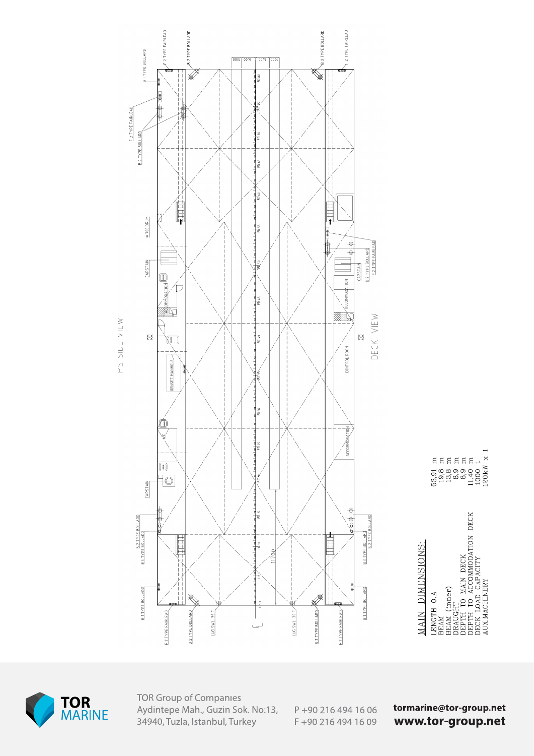PS SIDE VIEW

DECK VIEW

## MAIN DIMENSIONS:

| | |
|---|---|
| LENGTH O.A | 53,91 m |
| BEAM | 19,8 m |
| BEAM (inner) | 13,8 m |
| DRAUGHT | 8,9 m |
| DEPTH TO MAIN DECK | 8,9 m |
| DEPTH TO ACCOMMODATION DECK | 11,40 m |
| DECK LOAD CAPACITY | 1000 t |
| AUX MACHINERY | 120kW x 1 |

TOR Group of Companies
Aydintepe Mah., Guzin Sok. No:13,
34940, Tuzla, Istanbul, Turkey

P +90 216 494 16 06
F +90 216 494 16 09

**tormarine@tor-group.net**
**www.tor-group.net**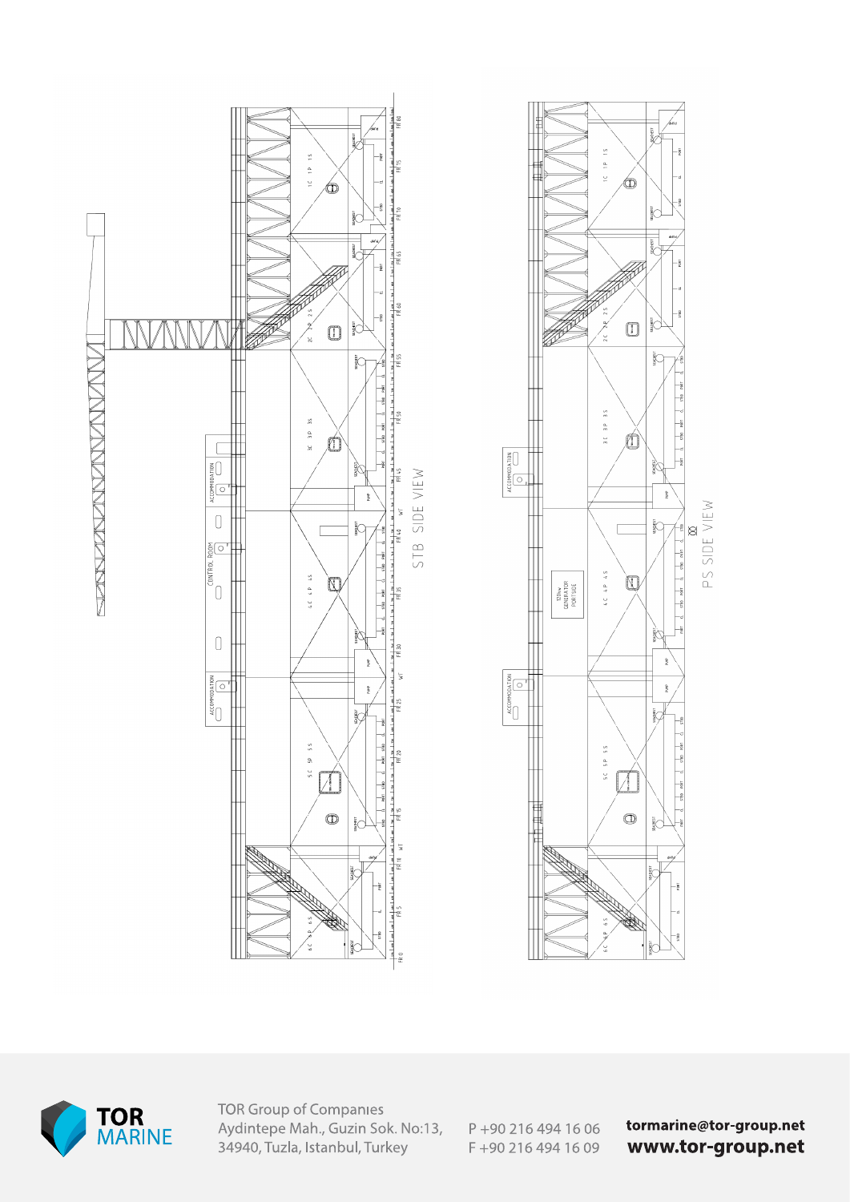STB SIDE VIEW

PS SIDE VIEW

ACCOMMODATION

CONTROL ROOM

ACCOMMODATION

1C 1P 1S

2C 2P 2S

3C 3P 3S

4C 4P 4S

5C 5P 5S

6C 6P 6S

FR 0 FR 5 FR 10 FR 15 FR 20 FR 25 FR 30 FR 35 FR 40 FR 45 FR 50 FR 55 FR 60 FR 65 FR 70 FR 75 FR 80

ACCOMMODATION

ACCOMMODATION

1C 1P 1S

2C 2P 2S

3C 3P 3S

4C 4P 4S

5C 5P 5S

6C 6P 6S

1??kw GENERATOR PORTSIDE

TOR Group of Companies
Aydintepe Mah., Guzin Sok. No:13,
34940, Tuzla, Istanbul, Turkey

P +90 216 494 16 06
F +90 216 494 16 09

**tormarine@tor-group.net**
**www.tor-group.net**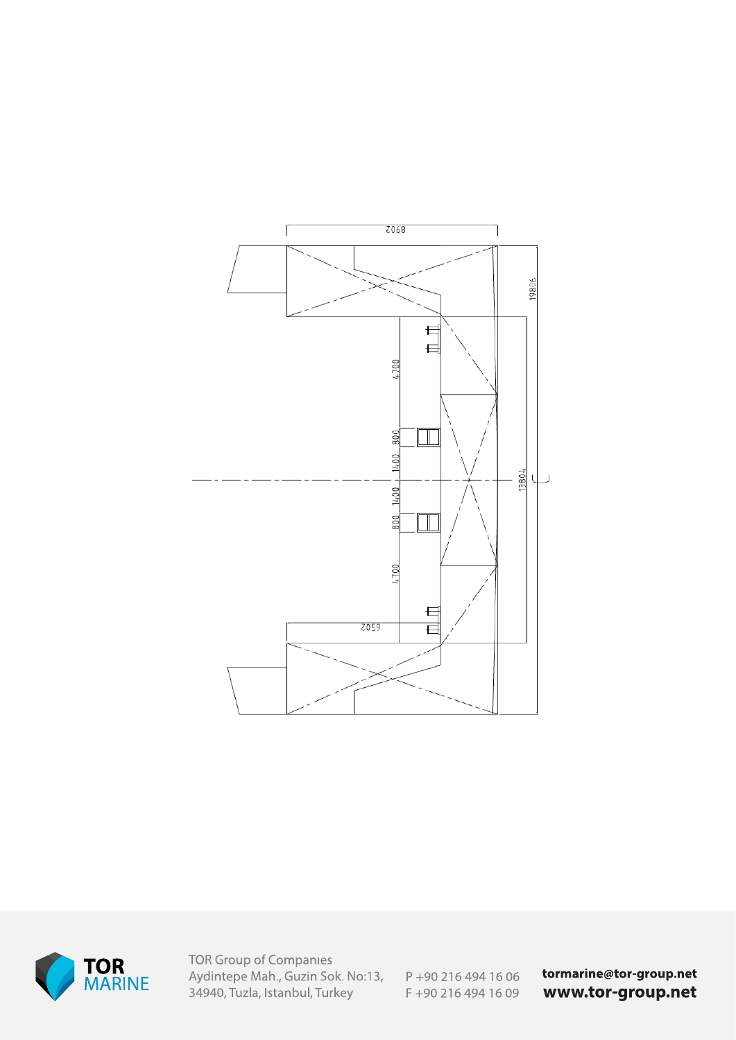8902

19806

4700

800

1400

13804

1400

800

4700

6502